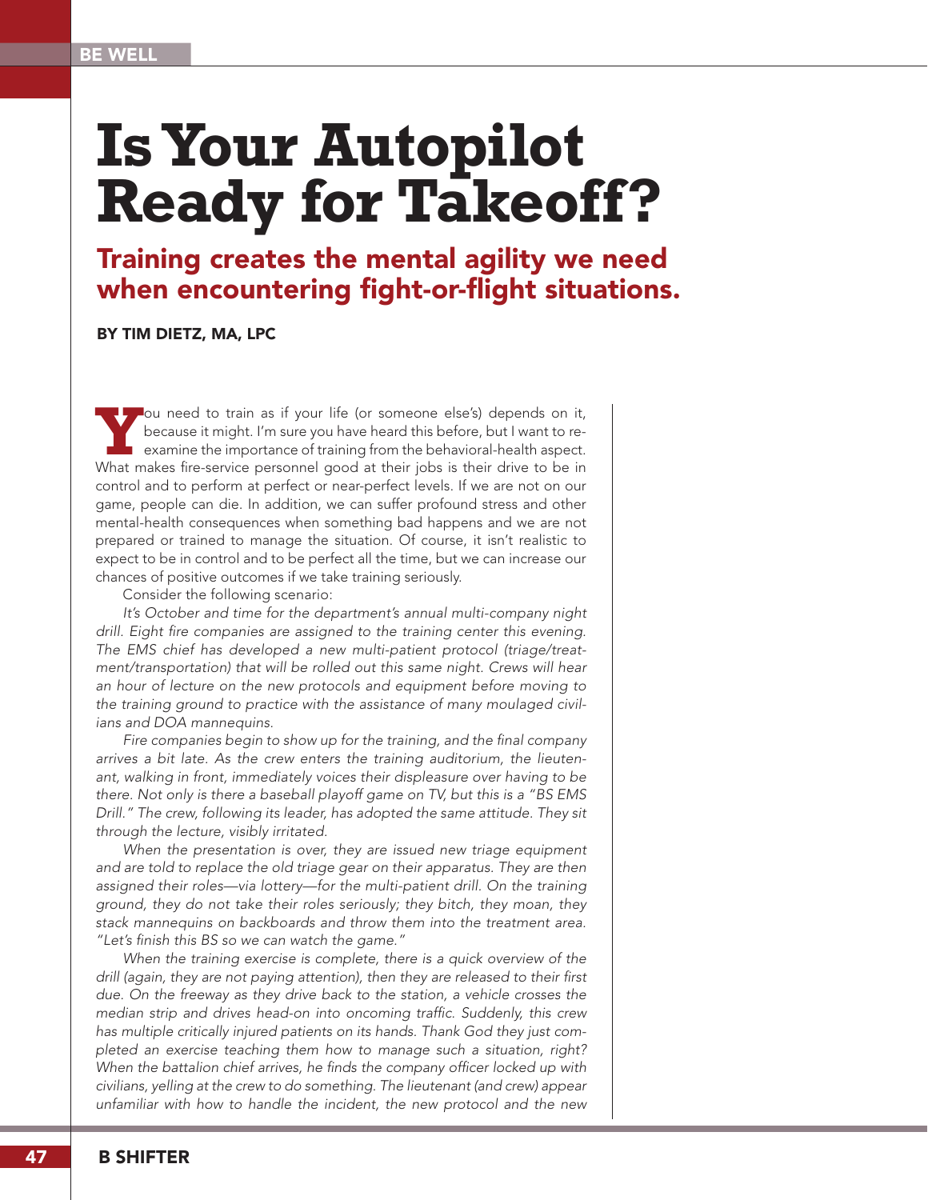# Is Your Autopilot Ready for Takeoff?

## Training creates the mental agility we need when encountering fight-or-flight situations.

**BY TIM DIETZ, MA, LPC**

You need to train as if your life (or someone else's) depends on it, because it might. I'm sure you have heard this before, but I want to re-examine the importance of training from the behavioral-health aspect. What makes fire-service personnel good at their jobs is their drive to be in control and to perform at perfect or near-perfect levels. If we are not on our game, people can die. In addition, we can suffer profound stress and other mental-health consequences when something bad happens and we are not prepared or trained to manage the situation. Of course, it isn't realistic to expect to be in control and to be perfect all the time, but we can increase our chances of positive outcomes if we take training seriously.

Consider the following scenario:

*It's October and time for the department's annual multi-company night drill. Eight fire companies are assigned to the training center this evening. The EMS chief has developed a new multi-patient protocol (triage/treatment/transportation) that will be rolled out this same night. Crews will hear an hour of lecture on the new protocols and equipment before moving to the training ground to practice with the assistance of many moulaged civilians and DOA mannequins.*

*Fire companies begin to show up for the training, and the final company arrives a bit late. As the crew enters the training auditorium, the lieutenant, walking in front, immediately voices their displeasure over having to be there. Not only is there a baseball playoff game on TV, but this is a "BS EMS Drill." The crew, following its leader, has adopted the same attitude. They sit through the lecture, visibly irritated.*

*When the presentation is over, they are issued new triage equipment and are told to replace the old triage gear on their apparatus. They are then assigned their roles—via lottery—for the multi-patient drill. On the training ground, they do not take their roles seriously; they bitch, they moan, they stack mannequins on backboards and throw them into the treatment area. "Let's finish this BS so we can watch the game."*

*When the training exercise is complete, there is a quick overview of the drill (again, they are not paying attention), then they are released to their first due. On the freeway as they drive back to the station, a vehicle crosses the median strip and drives head-on into oncoming traffic. Suddenly, this crew has multiple critically injured patients on its hands. Thank God they just completed an exercise teaching them how to manage such a situation, right? When the battalion chief arrives, he finds the company officer locked up with civilians, yelling at the crew to do something. The lieutenant (and crew) appear unfamiliar with how to handle the incident, the new protocol and the new*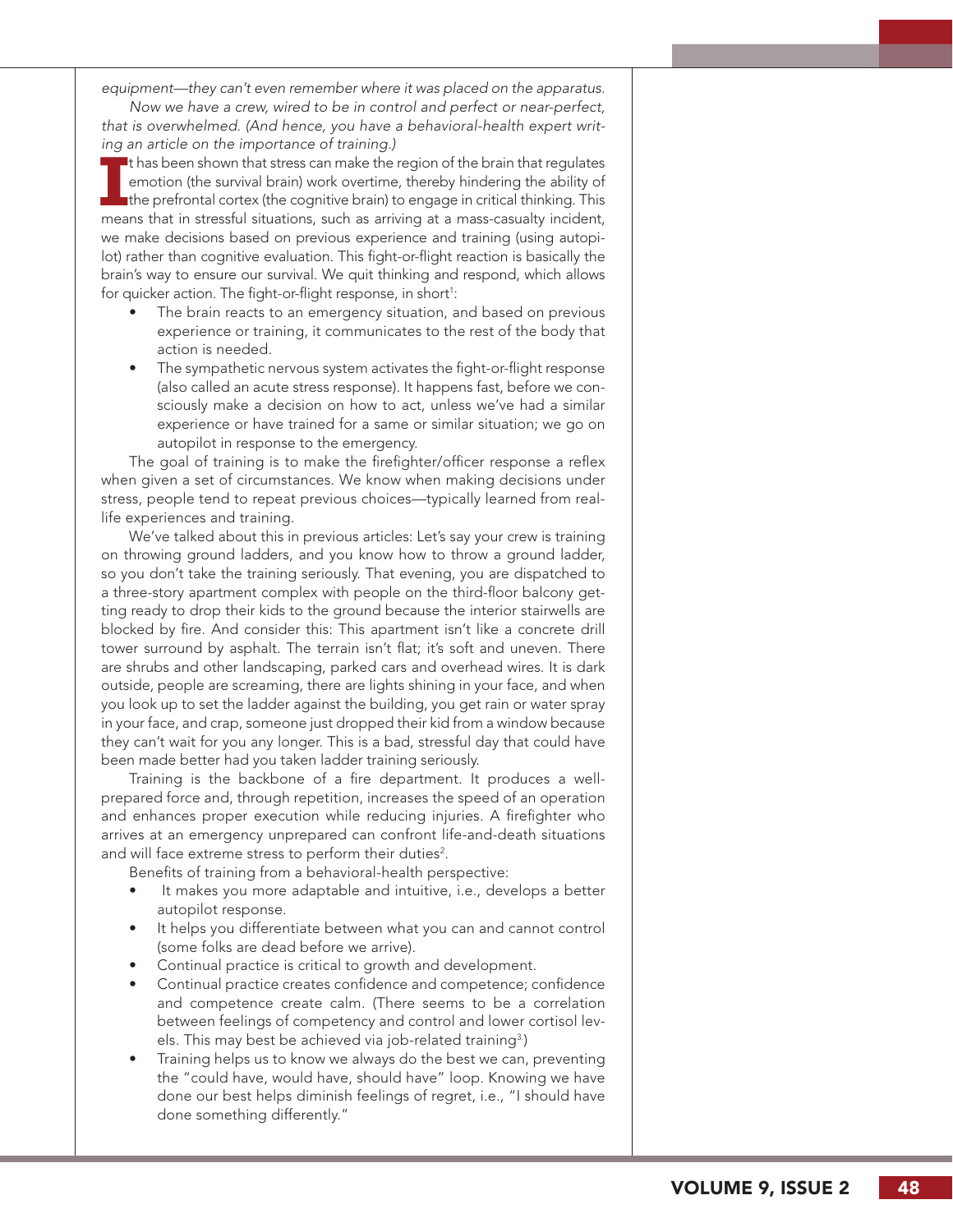*equipment—they can't even remember where it was placed on the apparatus.*

*Now we have a crew, wired to be in control and perfect or near-perfect, that is overwhelmed. (And hence, you have a behavioral-health expert writing an article on the importance of training.)*

It has been shown that stress can make the region of the brain that regulates emotion (the survival brain) work overtime, thereby hindering the ability of the prefrontal cortex (the cognitive brain) to engage in critical thinking. This means that in stressful situations, such as arriving at a mass-casualty incident, we make decisions based on previous experience and training (using autopilot) rather than cognitive evaluation. This fight-or-flight reaction is basically the brain's way to ensure our survival. We quit thinking and respond, which allows for quicker action. The fight-or-flight response, in short[1]:

- The brain reacts to an emergency situation, and based on previous experience or training, it communicates to the rest of the body that action is needed.
- The sympathetic nervous system activates the fight-or-flight response (also called an acute stress response). It happens fast, before we consciously make a decision on how to act, unless we've had a similar experience or have trained for a same or similar situation; we go on autopilot in response to the emergency.

The goal of training is to make the firefighter/officer response a reflex when given a set of circumstances. We know when making decisions under stress, people tend to repeat previous choices—typically learned from real-life experiences and training.

We've talked about this in previous articles: Let's say your crew is training on throwing ground ladders, and you know how to throw a ground ladder, so you don't take the training seriously. That evening, you are dispatched to a three-story apartment complex with people on the third-floor balcony getting ready to drop their kids to the ground because the interior stairwells are blocked by fire. And consider this: This apartment isn't like a concrete drill tower surround by asphalt. The terrain isn't flat; it's soft and uneven. There are shrubs and other landscaping, parked cars and overhead wires. It is dark outside, people are screaming, there are lights shining in your face, and when you look up to set the ladder against the building, you get rain or water spray in your face, and crap, someone just dropped their kid from a window because they can't wait for you any longer. This is a bad, stressful day that could have been made better had you taken ladder training seriously.

Training is the backbone of a fire department. It produces a well-prepared force and, through repetition, increases the speed of an operation and enhances proper execution while reducing injuries. A firefighter who arrives at an emergency unprepared can confront life-and-death situations and will face extreme stress to perform their duties[2].

Benefits of training from a behavioral-health perspective:

- It makes you more adaptable and intuitive, i.e., develops a better autopilot response.
- It helps you differentiate between what you can and cannot control (some folks are dead before we arrive).
- Continual practice is critical to growth and development.
- Continual practice creates confidence and competence; confidence and competence create calm. (There seems to be a correlation between feelings of competency and control and lower cortisol levels. This may best be achieved via job-related training[3].)
- Training helps us to know we always do the best we can, preventing the "could have, would have, should have" loop. Knowing we have done our best helps diminish feelings of regret, i.e., "I should have done something differently."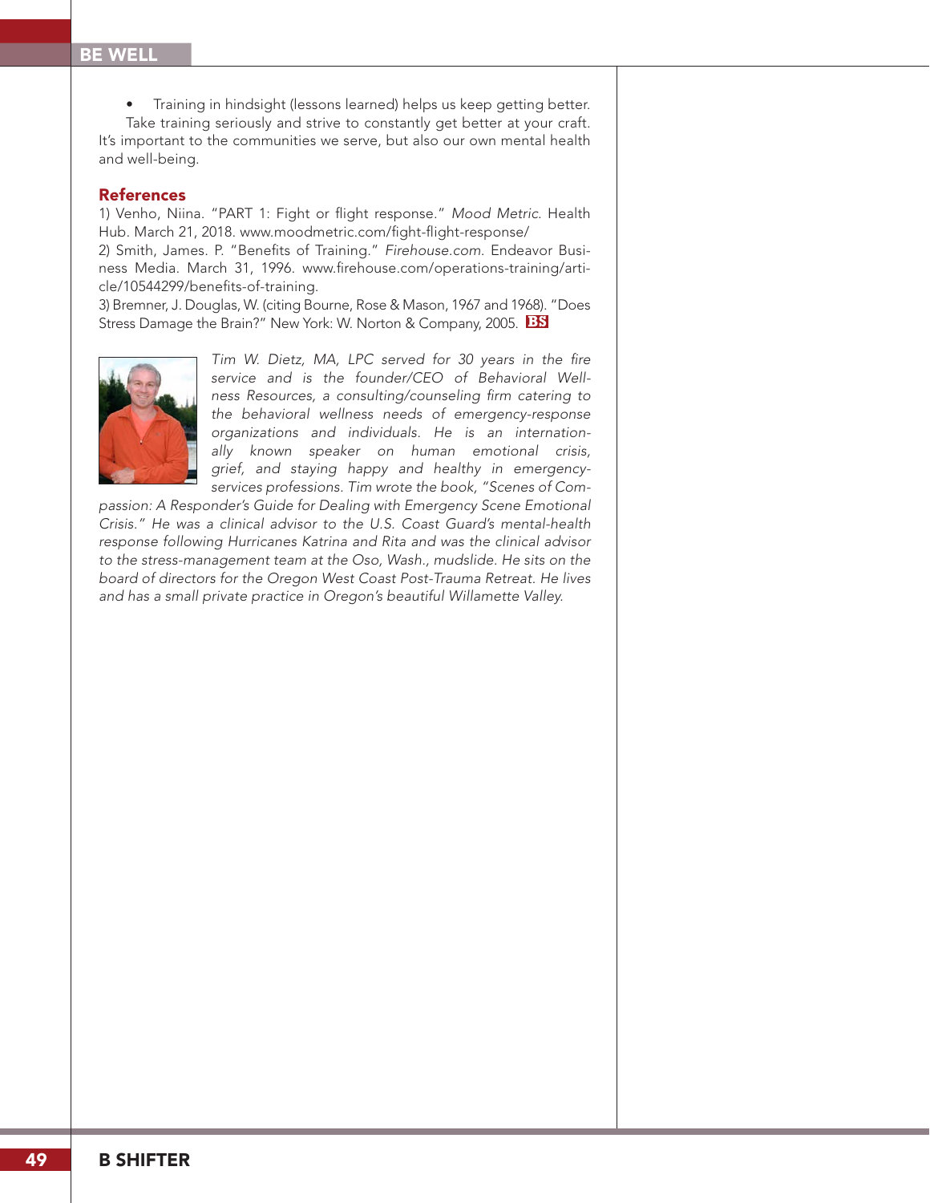- Training in hindsight (lessons learned) helps us keep getting better.

Take training seriously and strive to constantly get better at your craft. It's important to the communities we serve, but also our own mental health and well-being.

## References

1) Venho, Niina. "PART 1: Fight or flight response." *Mood Metric.* Health Hub. March 21, 2018. www.moodmetric.com/fight-flight-response/

2) Smith, James. P. "Benefits of Training." *Firehouse.com.* Endeavor Business Media. March 31, 1996. www.firehouse.com/operations-training/article/10544299/benefits-of-training.

3) Bremner, J. Douglas, W. (citing Bourne, Rose & Mason, 1967 and 1968). "Does Stress Damage the Brain?" New York: W. Norton & Company, 2005.

*Tim W. Dietz, MA, LPC served for 30 years in the fire service and is the founder/CEO of Behavioral Wellness Resources, a consulting/counseling firm catering to the behavioral wellness needs of emergency-response organizations and individuals. He is an internationally known speaker on human emotional crisis, grief, and staying happy and healthy in emergency-services professions. Tim wrote the book, "Scenes of Compassion: A Responder's Guide for Dealing with Emergency Scene Emotional Crisis." He was a clinical advisor to the U.S. Coast Guard's mental-health response following Hurricanes Katrina and Rita and was the clinical advisor to the stress-management team at the Oso, Wash., mudslide. He sits on the board of directors for the Oregon West Coast Post-Trauma Retreat. He lives and has a small private practice in Oregon's beautiful Willamette Valley.*